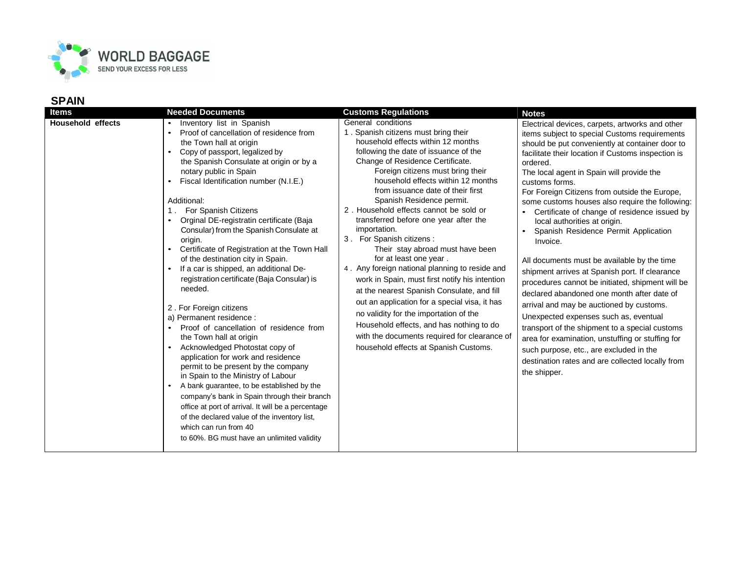**WORLD BAGGAGE**
SEND YOUR EXCESS FOR LESS

## SPAIN

| Items | Needed Documents | Customs Regulations | Notes |
|---|---|---|---|
| **Household effects** | • Inventory list in Spanish<br>• Proof of cancellation of residence from the Town hall at origin<br>• Copy of passport, legalized by the Spanish Consulate at origin or by a notary public in Spain<br>• Fiscal Identification number (N.I.E.)<br><br>Additional:<br>1 . For Spanish Citizens<br>• Orginal DE-registratin certificate (Baja Consular) from the Spanish Consulate at origin.<br>• Certificate of Registration at the Town Hall of the destination city in Spain.<br>• If a car is shipped, an additional De-registration certificate (Baja Consular) is needed.<br><br>2 . For Foreign citizens<br>a) Permanent residence :<br>• Proof of cancellation of residence from the Town hall at origin<br>• Acknowledged Photostat copy of application for work and residence permit to be present by the company in Spain to the Ministry of Labour<br>• A bank guarantee, to be established by the company's bank in Spain through their branch office at port of arrival. It will be a percentage of the declared value of the inventory list, which can run from 40 to 60%. BG must have an unlimited validity | General conditions<br>1 . Spanish citizens must bring their household effects within 12 months following the date of issuance of the Change of Residence Certificate.<br>Foreign citizens must bring their household effects within 12 months from issuance date of their first Spanish Residence permit.<br>2 . Household effects cannot be sold or transferred before one year after the importation.<br>3 . For Spanish citizens :<br>Their stay abroad must have been for at least one year .<br>4 . Any foreign national planning to reside and work in Spain, must first notify his intention at the nearest Spanish Consulate, and fill out an application for a special visa, it has no validity for the importation of the Household effects, and has nothing to do with the documents required for clearance of household effects at Spanish Customs. | Electrical devices, carpets, artworks and other items subject to special Customs requirements should be put conveniently at container door to facilitate their location if Customs inspection is ordered.<br>The local agent in Spain will provide the customs forms.<br>For Foreign Citizens from outside the Europe, some customs houses also require the following:<br>• Certificate of change of residence issued by local authorities at origin.<br>• Spanish Residence Permit Application Invoice.<br><br>All documents must be available by the time shipment arrives at Spanish port. If clearance procedures cannot be initiated, shipment will be declared abandoned one month after date of arrival and may be auctioned by customs.<br>Unexpected expenses such as, eventual transport of the shipment to a special customs area for examination, unstuffing or stuffing for such purpose, etc., are excluded in the destination rates and are collected locally from the shipper. |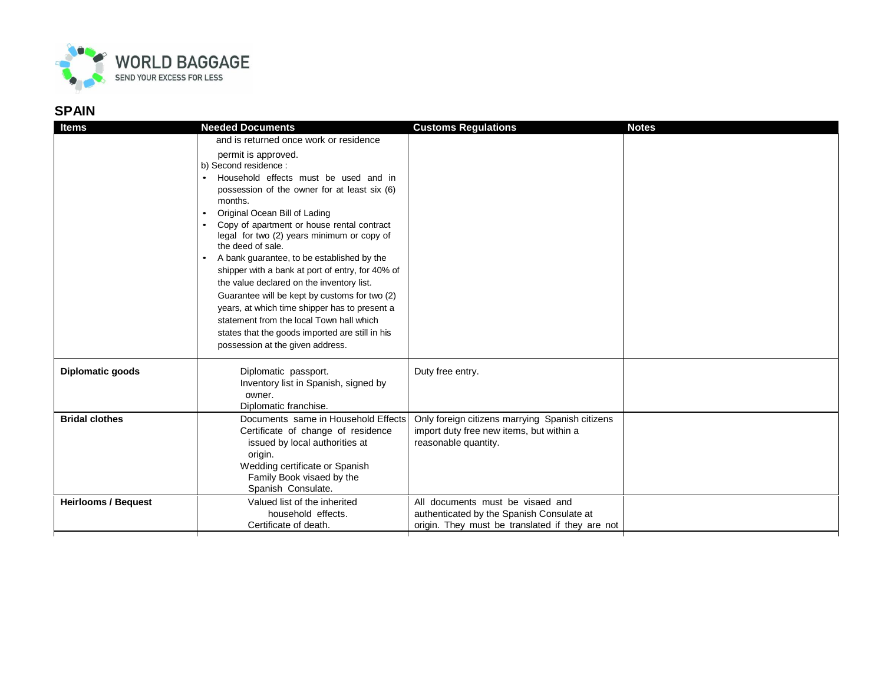## SPAIN

| Items | Needed Documents | Customs Regulations | Notes |
|---|---|---|---|
| | and is returned once work or residence permit is approved.<br>b) Second residence :<br>• Household effects must be used and in possession of the owner for at least six (6) months.<br>• Original Ocean Bill of Lading<br>• Copy of apartment or house rental contract legal for two (2) years minimum or copy of the deed of sale.<br>• A bank guarantee, to be established by the shipper with a bank at port of entry, for 40% of the value declared on the inventory list. Guarantee will be kept by customs for two (2) years, at which time shipper has to present a statement from the local Town hall which states that the goods imported are still in his possession at the given address. | | |
| **Diplomatic goods** | Diplomatic passport.<br>Inventory list in Spanish, signed by owner.<br>Diplomatic franchise. | Duty free entry. | |
| **Bridal clothes** | Documents same in Household Effects<br>Certificate of change of residence issued by local authorities at origin.<br>Wedding certificate or Spanish Family Book visaed by the Spanish Consulate. | Only foreign citizens marrying Spanish citizens import duty free new items, but within a reasonable quantity. | |
| **Heirlooms / Bequest** | Valued list of the inherited household effects.<br>Certificate of death. | All documents must be visaed and authenticated by the Spanish Consulate at origin. They must be translated if they are not | |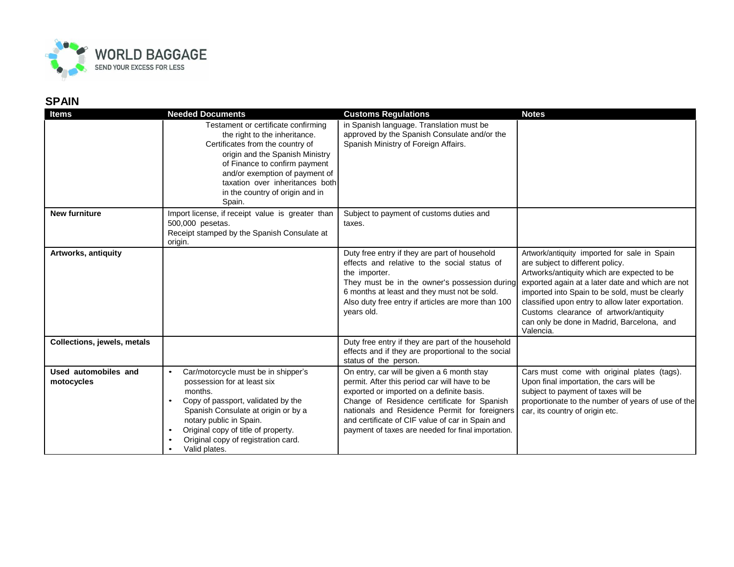## SPAIN

| Items | Needed Documents | Customs Regulations | Notes |
|---|---|---|---|
| | Testament or certificate confirming the right to the inheritance. Certificates from the country of origin and the Spanish Ministry of Finance to confirm payment and/or exemption of payment of taxation over inheritances both in the country of origin and in Spain. | in Spanish language. Translation must be approved by the Spanish Consulate and/or the Spanish Ministry of Foreign Affairs. | |
| **New furniture** | Import license, if receipt value is greater than 500,000 pesetas. Receipt stamped by the Spanish Consulate at origin. | Subject to payment of customs duties and taxes. | |
| **Artworks, antiquity** | | Duty free entry if they are part of household effects and relative to the social status of the importer. They must be in the owner's possession during 6 months at least and they must not be sold. Also duty free entry if articles are more than 100 years old. | Artwork/antiquity imported for sale in Spain are subject to different policy. Artworks/antiquity which are expected to be exported again at a later date and which are not imported into Spain to be sold, must be clearly classified upon entry to allow later exportation. Customs clearance of artwork/antiquity can only be done in Madrid, Barcelona, and Valencia. |
| **Collections, jewels, metals** | | Duty free entry if they are part of the household effects and if they are proportional to the social status of the person. | |
| **Used automobiles and motocycles** | • Car/motorcycle must be in shipper's possession for at least six months.<br>• Copy of passport, validated by the Spanish Consulate at origin or by a notary public in Spain.<br>• Original copy of title of property.<br>• Original copy of registration card.<br>• Valid plates. | On entry, car will be given a 6 month stay permit. After this period car will have to be exported or imported on a definite basis. Change of Residence certificate for Spanish nationals and Residence Permit for foreigners and certificate of CIF value of car in Spain and payment of taxes are needed for final importation. | Cars must come with original plates (tags). Upon final importation, the cars will be subject to payment of taxes will be proportionate to the number of years of use of the car, its country of origin etc. |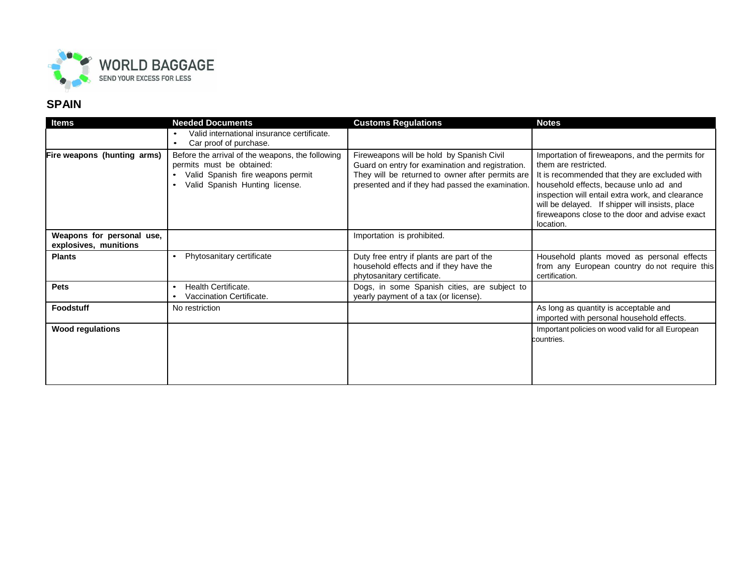WORLD BAGGAGE
SEND YOUR EXCESS FOR LESS

## SPAIN

| Items | Needed Documents | Customs Regulations | Notes |
|---|---|---|---|
| | • Valid international insurance certificate.<br>• Car proof of purchase. | | |
| **Fire weapons (hunting arms)** | Before the arrival of the weapons, the following permits must be obtained:<br>• Valid Spanish fire weapons permit<br>• Valid Spanish Hunting license. | Fireweapons will be hold by Spanish Civil Guard on entry for examination and registration. They will be returned to owner after permits are presented and if they had passed the examination. | Importation of fireweapons, and the permits for them are restricted.<br>It is recommended that they are excluded with household effects, because unlo ad and inspection will entail extra work, and clearance will be delayed. If shipper will insists, place fireweapons close to the door and advise exact location. |
| **Weapons for personal use, explosives, munitions** | | Importation is prohibited. | |
| **Plants** | • Phytosanitary certificate | Duty free entry if plants are part of the household effects and if they have the phytosanitary certificate. | Household plants moved as personal effects from any European country do not require this certification. |
| **Pets** | • Health Certificate.<br>• Vaccination Certificate. | Dogs, in some Spanish cities, are subject to yearly payment of a tax (or license). | |
| **Foodstuff** | No restriction | | As long as quantity is acceptable and imported with personal household effects. |
| **Wood regulations** | | | Important policies on wood valid for all European countries. |